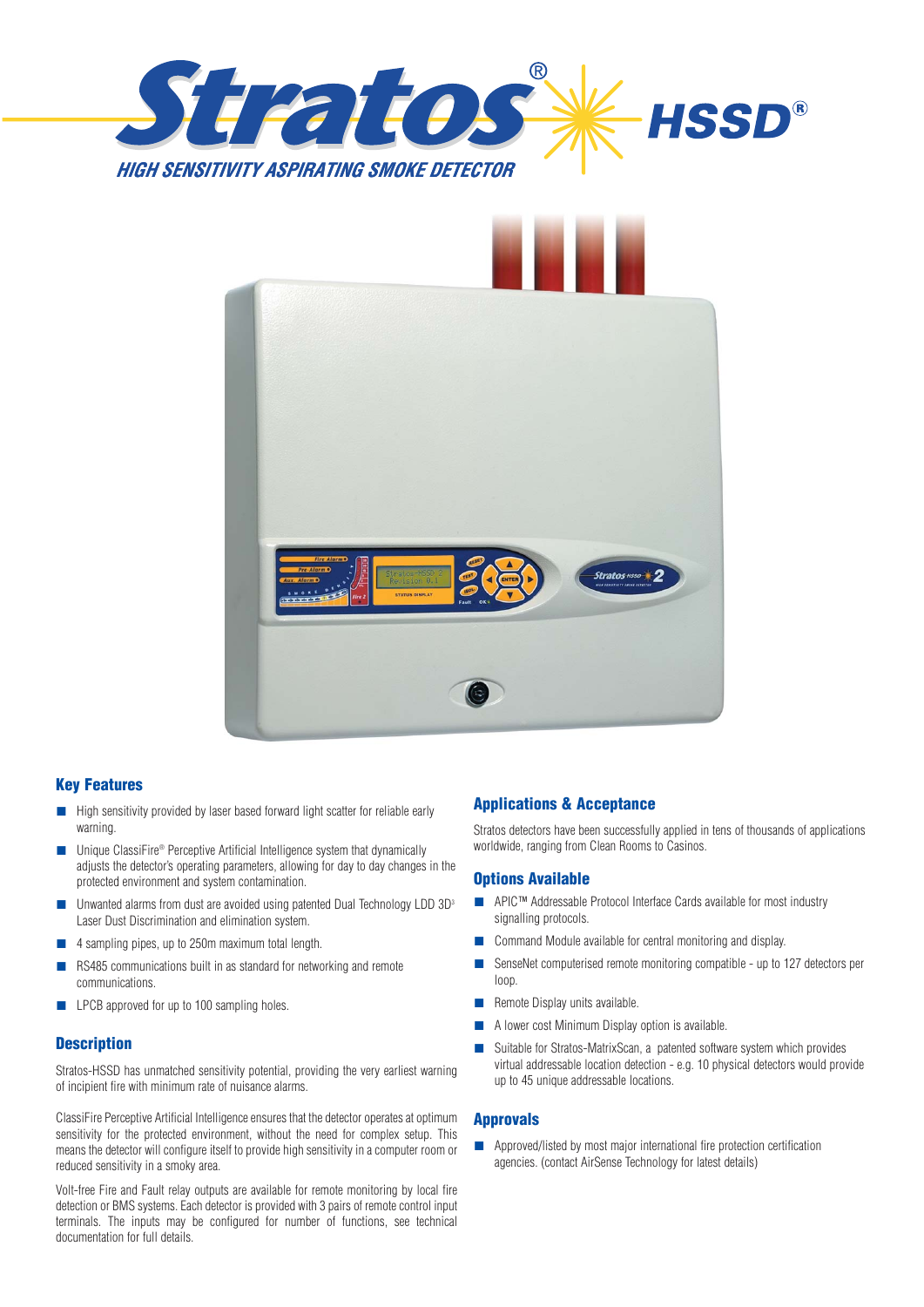# Stratos® HSSD®

## HIGH SENSITIVITY ASPIRATING SMOKE DETECTOR

## Key Features

- High sensitivity provided by laser based forward light scatter for reliable early warning.
- Unique ClassiFire® Perceptive Artificial Intelligence system that dynamically adjusts the detector's operating parameters, allowing for day to day changes in the protected environment and system contamination.
- Unwanted alarms from dust are avoided using patented Dual Technology LDD 3D³ Laser Dust Discrimination and elimination system.
- 4 sampling pipes, up to 250m maximum total length.
- RS485 communications built in as standard for networking and remote communications.
- LPCB approved for up to 100 sampling holes.

## Description

Stratos-HSSD has unmatched sensitivity potential, providing the very earliest warning of incipient fire with minimum rate of nuisance alarms.

ClassiFire Perceptive Artificial Intelligence ensures that the detector operates at optimum sensitivity for the protected environment, without the need for complex setup. This means the detector will configure itself to provide high sensitivity in a computer room or reduced sensitivity in a smoky area.

Volt-free Fire and Fault relay outputs are available for remote monitoring by local fire detection or BMS systems. Each detector is provided with 3 pairs of remote control input terminals. The inputs may be configured for number of functions, see technical documentation for full details.

## Applications & Acceptance

Stratos detectors have been successfully applied in tens of thousands of applications worldwide, ranging from Clean Rooms to Casinos.

## Options Available

- APIC™ Addressable Protocol Interface Cards available for most industry signalling protocols.
- Command Module available for central monitoring and display.
- SenseNet computerised remote monitoring compatible - up to 127 detectors per loop.
- Remote Display units available.
- A lower cost Minimum Display option is available.
- Suitable for Stratos-MatrixScan, a patented software system which provides virtual addressable location detection - e.g. 10 physical detectors would provide up to 45 unique addressable locations.

## Approvals

- Approved/listed by most major international fire protection certification agencies. (contact AirSense Technology for latest details)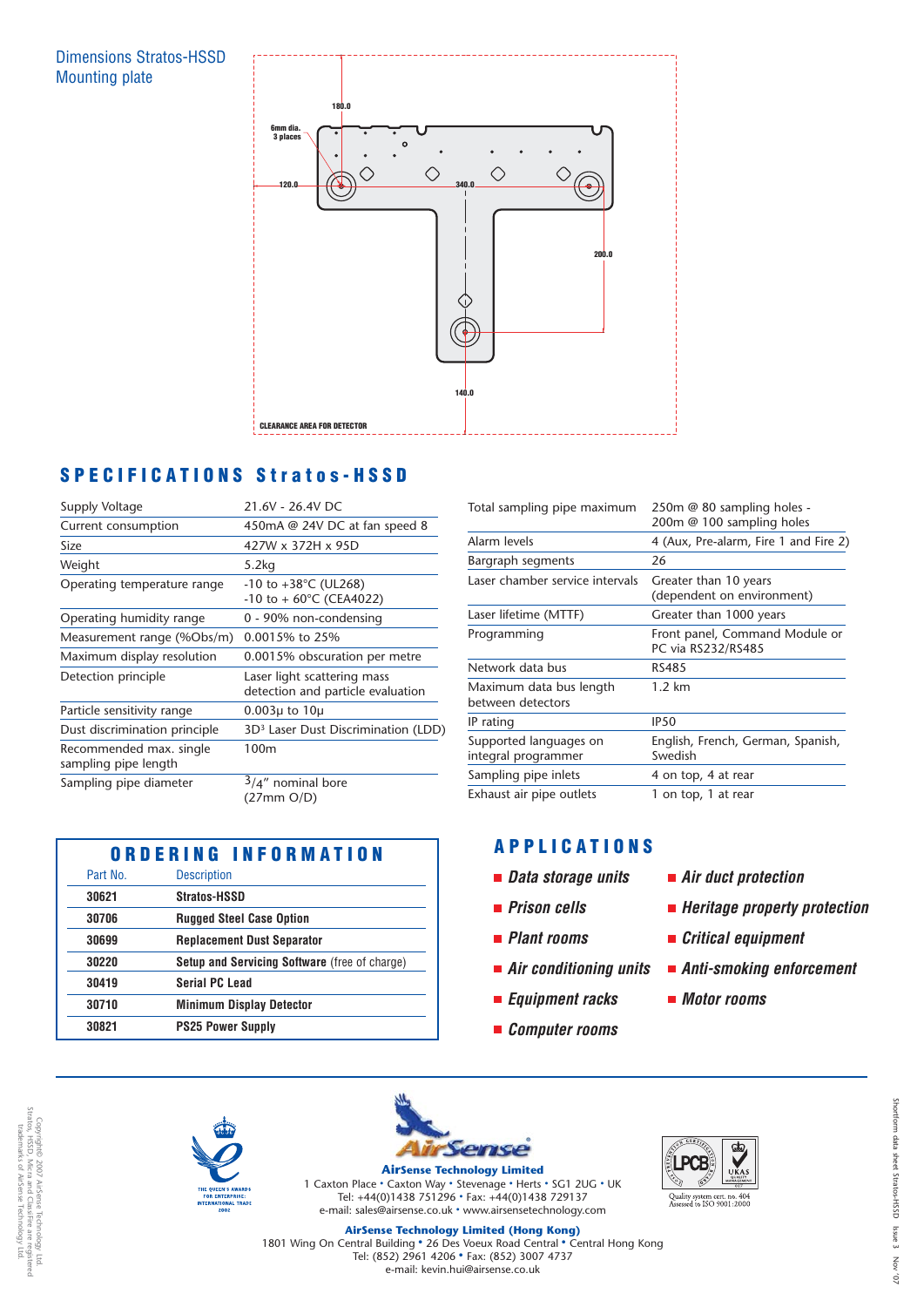## Dimensions Stratos-HSSD Mounting plate

180.0

6mm dia. 3 places

120.0

340.0

200.0

140.0

CLEARANCE AREA FOR DETECTOR

## SPECIFICATIONS Stratos-HSSD

| | |
|---|---|
| Supply Voltage | 21.6V - 26.4V DC |
| Current consumption | 450mA @ 24V DC at fan speed 8 |
| Size | 427W x 372H x 95D |
| Weight | 5.2kg |
| Operating temperature range | -10 to +38°C (UL268)<br>-10 to + 60°C (CEA4022) |
| Operating humidity range | 0 - 90% non-condensing |
| Measurement range (%Obs/m) | 0.0015% to 25% |
| Maximum display resolution | 0.0015% obscuration per metre |
| Detection principle | Laser light scattering mass detection and particle evaluation |
| Particle sensitivity range | 0.003µ to 10µ |
| Dust discrimination principle | 3D³ Laser Dust Discrimination (LDD) |
| Recommended max. single sampling pipe length | 100m |
| Sampling pipe diameter | 3/4" nominal bore (27mm O/D) |
| Total sampling pipe maximum | 250m @ 80 sampling holes - 200m @ 100 sampling holes |
| Alarm levels | 4 (Aux, Pre-alarm, Fire 1 and Fire 2) |
| Bargraph segments | 26 |
| Laser chamber service intervals | Greater than 10 years (dependent on environment) |
| Laser lifetime (MTTF) | Greater than 1000 years |
| Programming | Front panel, Command Module or PC via RS232/RS485 |
| Network data bus | RS485 |
| Maximum data bus length between detectors | 1.2 km |
| IP rating | IP50 |
| Supported languages on integral programmer | English, French, German, Spanish, Swedish |
| Sampling pipe inlets | 4 on top, 4 at rear |
| Exhaust air pipe outlets | 1 on top, 1 at rear |

## ORDERING INFORMATION

| Part No. | Description |
|---|---|
| **30621** | **Stratos-HSSD** |
| **30706** | **Rugged Steel Case Option** |
| **30699** | **Replacement Dust Separator** |
| **30220** | **Setup and Servicing Software** (free of charge) |
| **30419** | **Serial PC Lead** |
| **30710** | **Minimum Display Detector** |
| **30821** | **PS25 Power Supply** |

## APPLICATIONS

- ***Data storage units***
- ***Prison cells***
- ***Plant rooms***
- ***Air conditioning units***
- ***Equipment racks***
- ***Computer rooms***
- ***Air duct protection***
- ***Heritage property protection***
- ***Critical equipment***
- ***Anti-smoking enforcement***
- ***Motor rooms***

THE QUEEN'S AWARDS FOR ENTERPRISE: INTERNATIONAL TRADE 2002

**AirSense Technology Limited**
1 Caxton Place • Caxton Way • Stevenage • Herts • SG1 2UG • UK
Tel: +44(0)1438 751296 • Fax: +44(0)1438 729137
e-mail: sales@airsense.co.uk • www.airsensetechnology.com

**AirSense Technology Limited (Hong Kong)**
1801 Wing On Central Building • 26 Des Voeux Road Central • Central Hong Kong
Tel: (852) 2961 4206 • Fax: (852) 3007 4737
e-mail: kevin.hui@airsense.co.uk

Quality system cert. no. 404
Assessed to ISO 9001:2000

Copyright© 2007 AirSense Technology Ltd. Stratos, HSSD, Micra and ClassiFire are registered trademarks of AirSense Technology Ltd.

Shortform data sheet Stratos-HSSD Issue 3 Nov '07